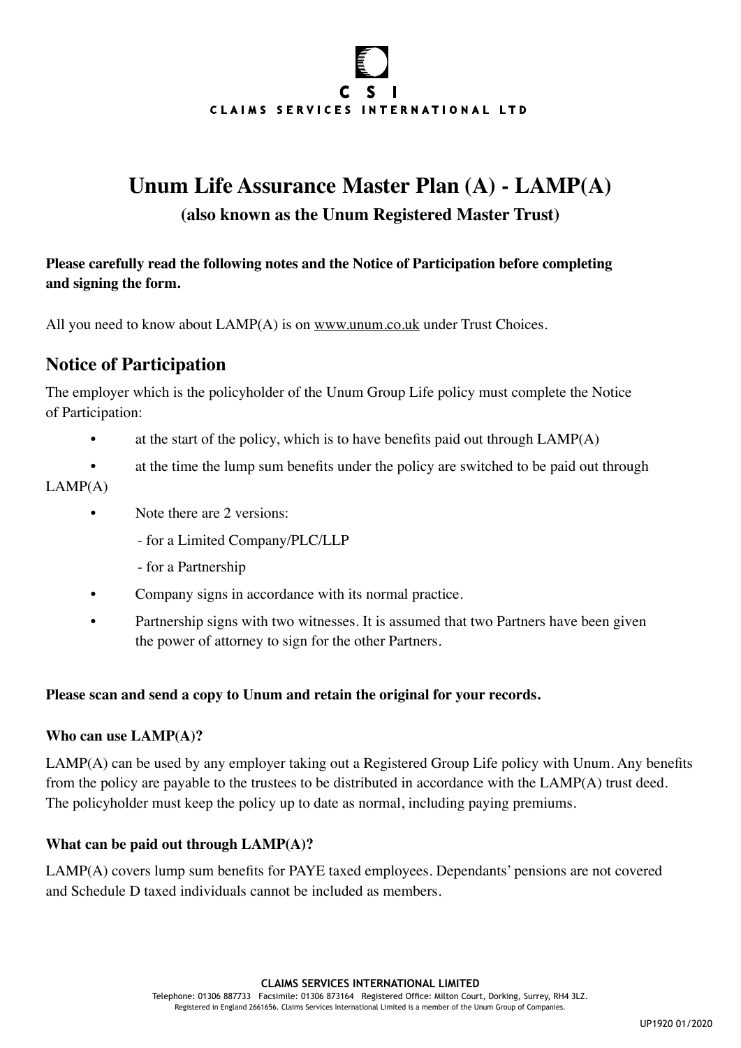C S I

CLAIMS SERVICES INTERNATIONAL LTD

# Unum Life Assurance Master Plan (A) - LAMP(A)

**(also known as the Unum Registered Master Trust)**

**Please carefully read the following notes and the Notice of Participation before completing and signing the form.**

All you need to know about LAMP(A) is on www.unum.co.uk under Trust Choices.

## Notice of Participation

The employer which is the policyholder of the Unum Group Life policy must complete the Notice of Participation:

- at the start of the policy, which is to have benefits paid out through LAMP(A)
- at the time the lump sum benefits under the policy are switched to be paid out through LAMP(A)
- Note there are 2 versions:
  - for a Limited Company/PLC/LLP
  - for a Partnership
- Company signs in accordance with its normal practice.
- Partnership signs with two witnesses. It is assumed that two Partners have been given the power of attorney to sign for the other Partners.

**Please scan and send a copy to Unum and retain the original for your records.**

### Who can use LAMP(A)?

LAMP(A) can be used by any employer taking out a Registered Group Life policy with Unum. Any benefits from the policy are payable to the trustees to be distributed in accordance with the LAMP(A) trust deed. The policyholder must keep the policy up to date as normal, including paying premiums.

### What can be paid out through LAMP(A)?

LAMP(A) covers lump sum benefits for PAYE taxed employees. Dependants' pensions are not covered and Schedule D taxed individuals cannot be included as members.

**CLAIMS SERVICES INTERNATIONAL LIMITED**
Telephone: 01306 887733 Facsimile: 01306 873164 Registered Office: Milton Court, Dorking, Surrey, RH4 3LZ.
Registered in England 2661656. Claims Services International Limited is a member of the Unum Group of Companies.

UP1920 01/2020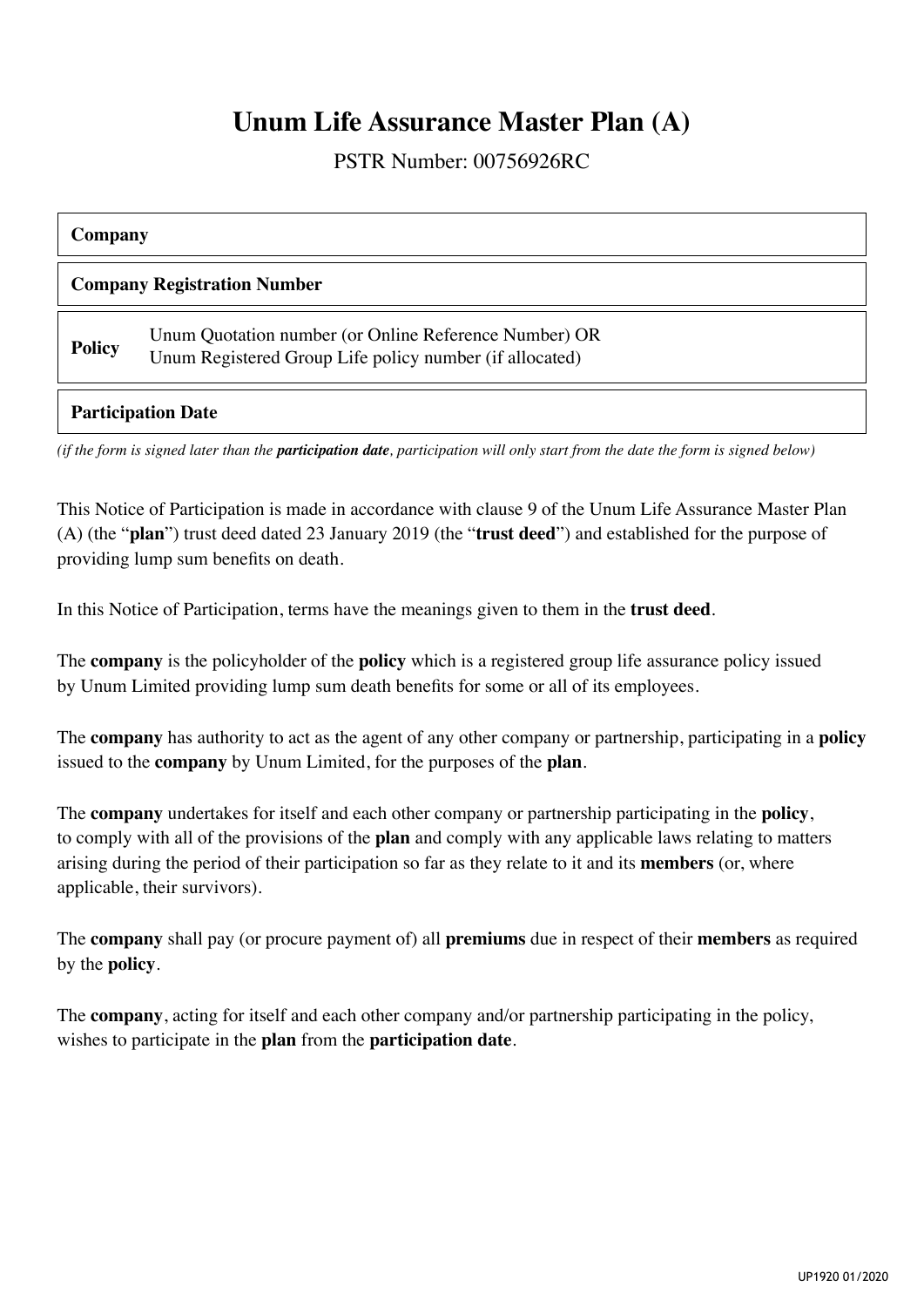# Unum Life Assurance Master Plan (A)

PSTR Number: 00756926RC

| **Company** | |
|---|---|
| **Company Registration Number** | |
| **Policy** | Unum Quotation number (or Online Reference Number) OR<br>Unum Registered Group Life policy number (if allocated) |
| **Participation Date** | |

*(if the form is signed later than the **participation date**, participation will only start from the date the form is signed below)*

This Notice of Participation is made in accordance with clause 9 of the Unum Life Assurance Master Plan (A) (the "**plan**") trust deed dated 23 January 2019 (the "**trust deed**") and established for the purpose of providing lump sum benefits on death.

In this Notice of Participation, terms have the meanings given to them in the **trust deed**.

The **company** is the policyholder of the **policy** which is a registered group life assurance policy issued by Unum Limited providing lump sum death benefits for some or all of its employees.

The **company** has authority to act as the agent of any other company or partnership, participating in a **policy** issued to the **company** by Unum Limited, for the purposes of the **plan**.

The **company** undertakes for itself and each other company or partnership participating in the **policy**, to comply with all of the provisions of the **plan** and comply with any applicable laws relating to matters arising during the period of their participation so far as they relate to it and its **members** (or, where applicable, their survivors).

The **company** shall pay (or procure payment of) all **premiums** due in respect of their **members** as required by the **policy**.

The **company**, acting for itself and each other company and/or partnership participating in the policy, wishes to participate in the **plan** from the **participation date**.

UP1920 01/2020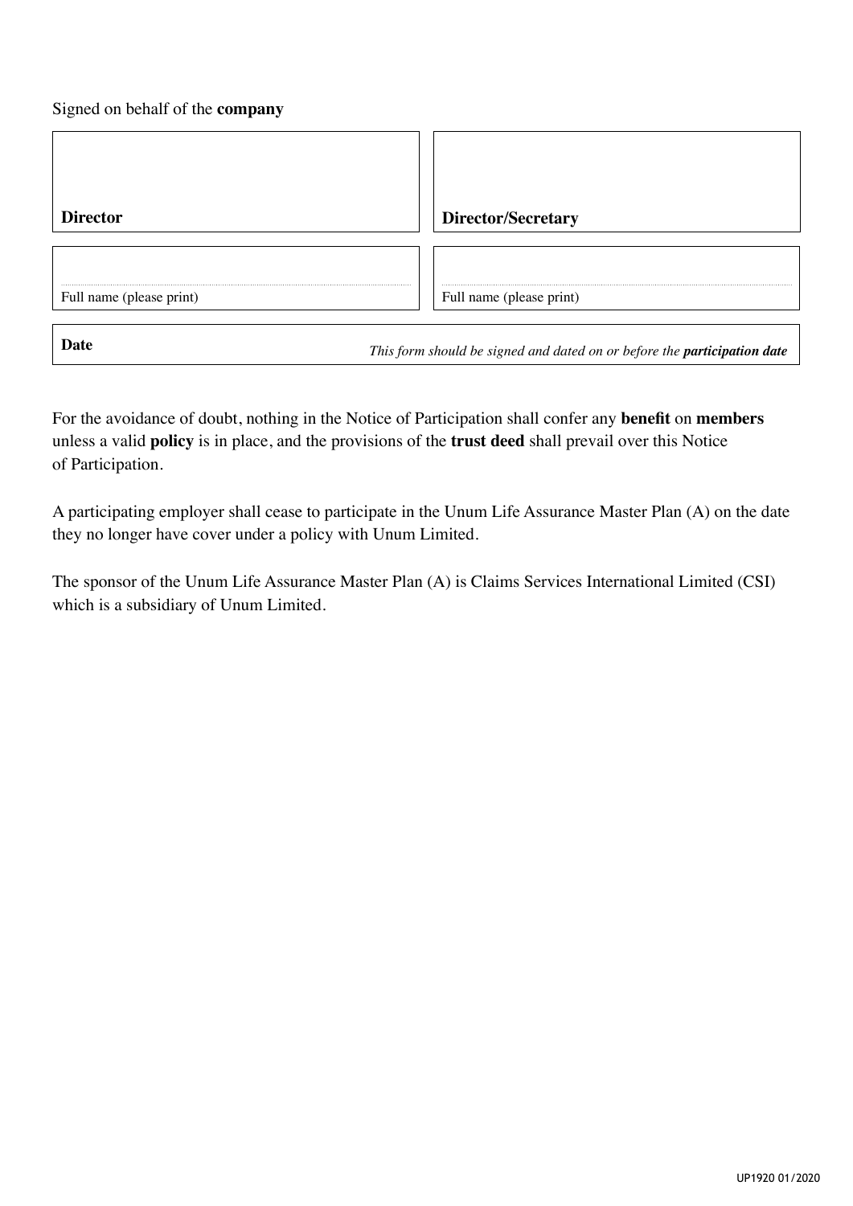Signed on behalf of the **company**

| | |
|---|---|
| **Director** | **Director/Secretary** |
| Full name (please print) | Full name (please print) |
| **Date** | *This form should be signed and dated on or before the* ***participation date*** |

For the avoidance of doubt, nothing in the Notice of Participation shall confer any **benefit** on **members** unless a valid **policy** is in place, and the provisions of the **trust deed** shall prevail over this Notice of Participation.

A participating employer shall cease to participate in the Unum Life Assurance Master Plan (A) on the date they no longer have cover under a policy with Unum Limited.

The sponsor of the Unum Life Assurance Master Plan (A) is Claims Services International Limited (CSI) which is a subsidiary of Unum Limited.

UP1920 01/2020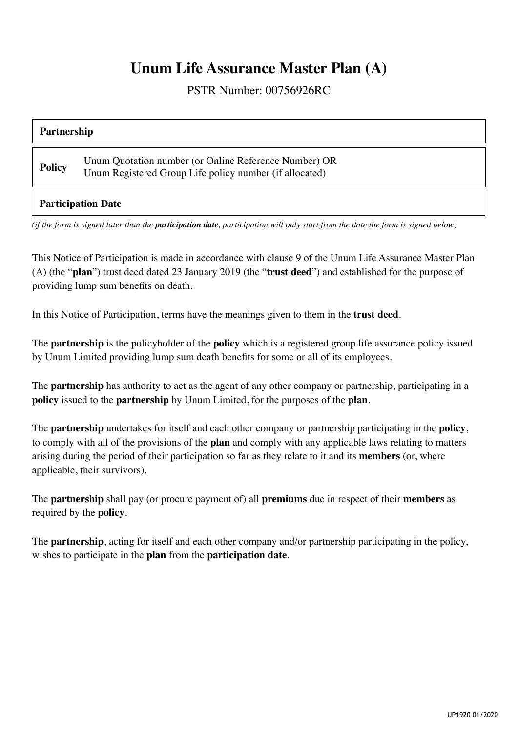# Unum Life Assurance Master Plan (A)

PSTR Number: 00756926RC

| **Partnership** | |
|---|---|
| **Policy** | Unum Quotation number (or Online Reference Number) OR<br>Unum Registered Group Life policy number (if allocated) |
| **Participation Date** | |

*(if the form is signed later than the **participation date**, participation will only start from the date the form is signed below)*

This Notice of Participation is made in accordance with clause 9 of the Unum Life Assurance Master Plan (A) (the "**plan**") trust deed dated 23 January 2019 (the "**trust deed**") and established for the purpose of providing lump sum benefits on death.

In this Notice of Participation, terms have the meanings given to them in the **trust deed**.

The **partnership** is the policyholder of the **policy** which is a registered group life assurance policy issued by Unum Limited providing lump sum death benefits for some or all of its employees.

The **partnership** has authority to act as the agent of any other company or partnership, participating in a **policy** issued to the **partnership** by Unum Limited, for the purposes of the **plan**.

The **partnership** undertakes for itself and each other company or partnership participating in the **policy**, to comply with all of the provisions of the **plan** and comply with any applicable laws relating to matters arising during the period of their participation so far as they relate to it and its **members** (or, where applicable, their survivors).

The **partnership** shall pay (or procure payment of) all **premiums** due in respect of their **members** as required by the **policy**.

The **partnership**, acting for itself and each other company and/or partnership participating in the policy, wishes to participate in the **plan** from the **participation date**.

UP1920 01/2020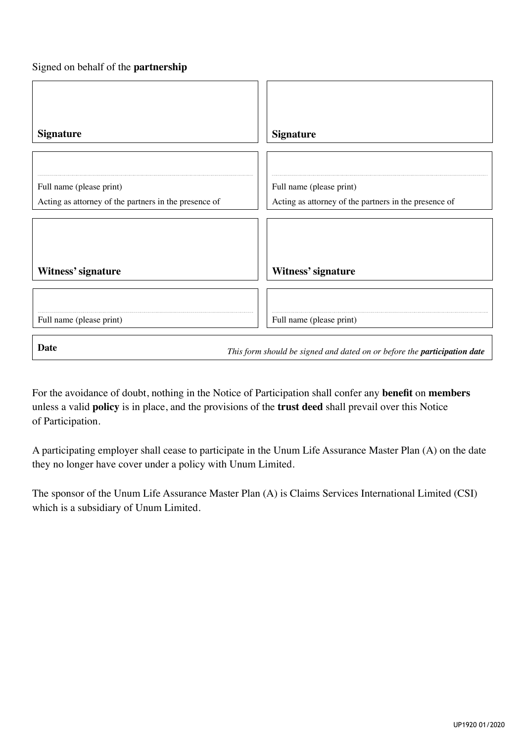Signed on behalf of the **partnership**

| | |
|---|---|
| **Signature** | **Signature** |
| Full name (please print)<br>Acting as attorney of the partners in the presence of | Full name (please print)<br>Acting as attorney of the partners in the presence of |
| **Witness' signature** | **Witness' signature** |
| Full name (please print) | Full name (please print) |

**Date** *This form should be signed and dated on or before the **participation date***

For the avoidance of doubt, nothing in the Notice of Participation shall confer any **benefit** on **members** unless a valid **policy** is in place, and the provisions of the **trust deed** shall prevail over this Notice of Participation.

A participating employer shall cease to participate in the Unum Life Assurance Master Plan (A) on the date they no longer have cover under a policy with Unum Limited.

The sponsor of the Unum Life Assurance Master Plan (A) is Claims Services International Limited (CSI) which is a subsidiary of Unum Limited.

UP1920 01/2020